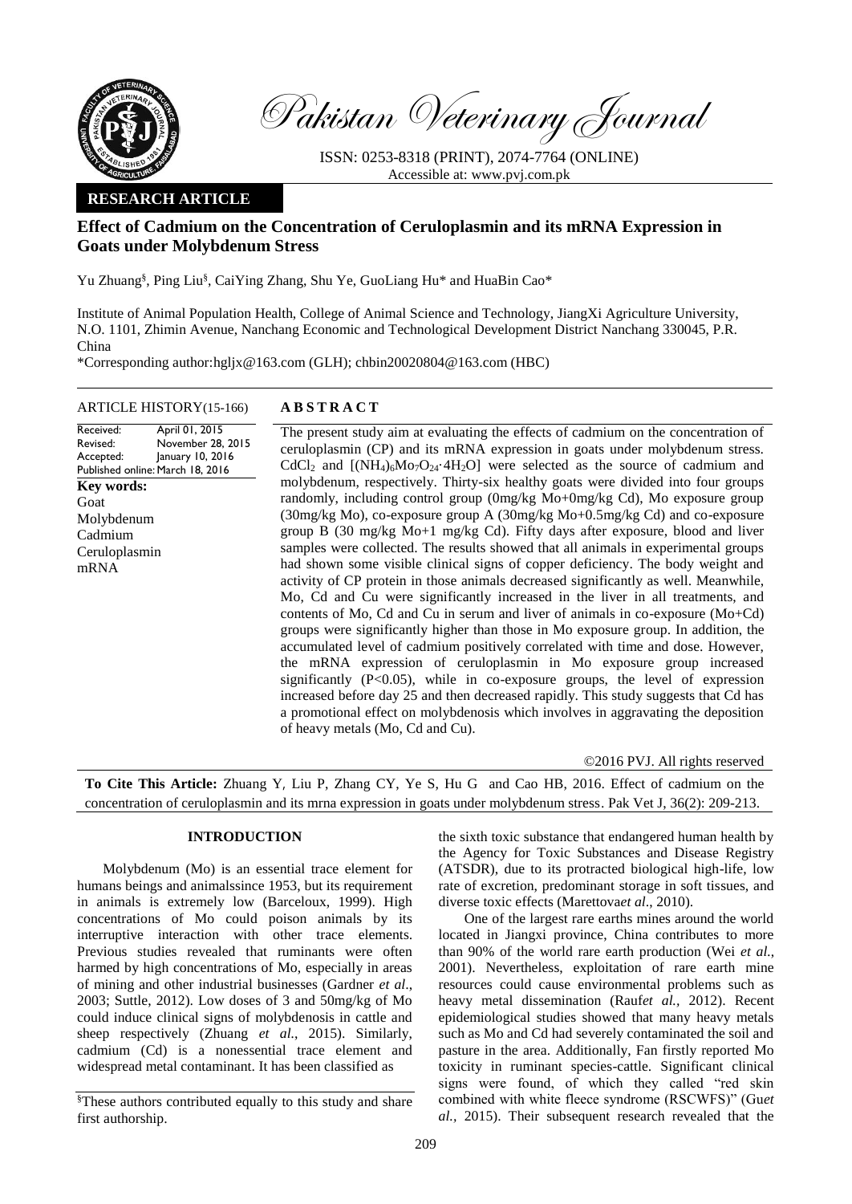Pakistan Veterinary Journal

ISSN: 0253-8318 (PRINT), 2074-7764 (ONLINE)
Accessible at: www.pvj.com.pk

**RESEARCH ARTICLE**

# Effect of Cadmium on the Concentration of Ceruloplasmin and its mRNA Expression in Goats under Molybdenum Stress

Yu Zhuang[§], Ping Liu[§], CaiYing Zhang, Shu Ye, GuoLiang Hu* and HuaBin Cao*

Institute of Animal Population Health, College of Animal Science and Technology, JiangXi Agriculture University, N.O. 1101, Zhimin Avenue, Nanchang Economic and Technological Development District Nanchang 330045, P.R. China

*Corresponding author:hgljx@163.com (GLH); chbin20020804@163.com (HBC)

**ARTICLE HISTORY**(15-166)

Received: April 01, 2015
Revised: November 28, 2015
Accepted: January 10, 2016
Published online: March 18, 2016

**Key words:**
Goat
Molybdenum
Cadmium
Ceruloplasmin
mRNA

## ABSTRACT

The present study aim at evaluating the effects of cadmium on the concentration of ceruloplasmin (CP) and its mRNA expression in goats under molybdenum stress. $CdCl_2$ and $[(NH_4)_6Mo_7O_{24}{\cdot}4H_2O]$ were selected as the source of cadmium and molybdenum, respectively. Thirty-six healthy goats were divided into four groups randomly, including control group (0mg/kg Mo+0mg/kg Cd), Mo exposure group (30mg/kg Mo), co-exposure group A (30mg/kg Mo+0.5mg/kg Cd) and co-exposure group B (30 mg/kg Mo+1 mg/kg Cd). Fifty days after exposure, blood and liver samples were collected. The results showed that all animals in experimental groups had shown some visible clinical signs of copper deficiency. The body weight and activity of CP protein in those animals decreased significantly as well. Meanwhile, Mo, Cd and Cu were significantly increased in the liver in all treatments, and contents of Mo, Cd and Cu in serum and liver of animals in co-exposure (Mo+Cd) groups were significantly higher than those in Mo exposure group. In addition, the accumulated level of cadmium positively correlated with time and dose. However, the mRNA expression of ceruloplasmin in Mo exposure group increased significantly ($P<0.05$), while in co-exposure groups, the level of expression increased before day 25 and then decreased rapidly. This study suggests that Cd has a promotional effect on molybdenosis which involves in aggravating the deposition of heavy metals (Mo, Cd and Cu).

©2016 PVJ. All rights reserved

**To Cite This Article:** Zhuang Y, Liu P, Zhang CY, Ye S, Hu G and Cao HB, 2016. Effect of cadmium on the concentration of ceruloplasmin and its mrna expression in goats under molybdenum stress. Pak Vet J, 36(2): 209-213.

## INTRODUCTION

Molybdenum (Mo) is an essential trace element for humans beings and animalssince 1953, but its requirement in animals is extremely low (Barceloux, 1999). High concentrations of Mo could poison animals by its interruptive interaction with other trace elements. Previous studies revealed that ruminants were often harmed by high concentrations of Mo, especially in areas of mining and other industrial businesses (Gardner *et al*., 2003; Suttle, 2012). Low doses of 3 and 50mg/kg of Mo could induce clinical signs of molybdenosis in cattle and sheep respectively (Zhuang *et al*., 2015). Similarly, cadmium (Cd) is a nonessential trace element and widespread metal contaminant. It has been classified as the sixth toxic substance that endangered human health by the Agency for Toxic Substances and Disease Registry (ATSDR), due to its protracted biological high-life, low rate of excretion, predominant storage in soft tissues, and diverse toxic effects (Marettova*et al*., 2010).

One of the largest rare earths mines around the world located in Jiangxi province, China contributes to more than 90% of the world rare earth production (Wei *et al.*, 2001). Nevertheless, exploitation of rare earth mine resources could cause environmental problems such as heavy metal dissemination (Rauf*et al.*, 2012). Recent epidemiological studies showed that many heavy metals such as Mo and Cd had severely contaminated the soil and pasture in the area. Additionally, Fan firstly reported Mo toxicity in ruminant species-cattle. Significant clinical signs were found, of which they called "red skin combined with white fleece syndrome (RSCWFS)" (Gu*et al.*, 2015). Their subsequent research revealed that the

[§]These authors contributed equally to this study and share first authorship.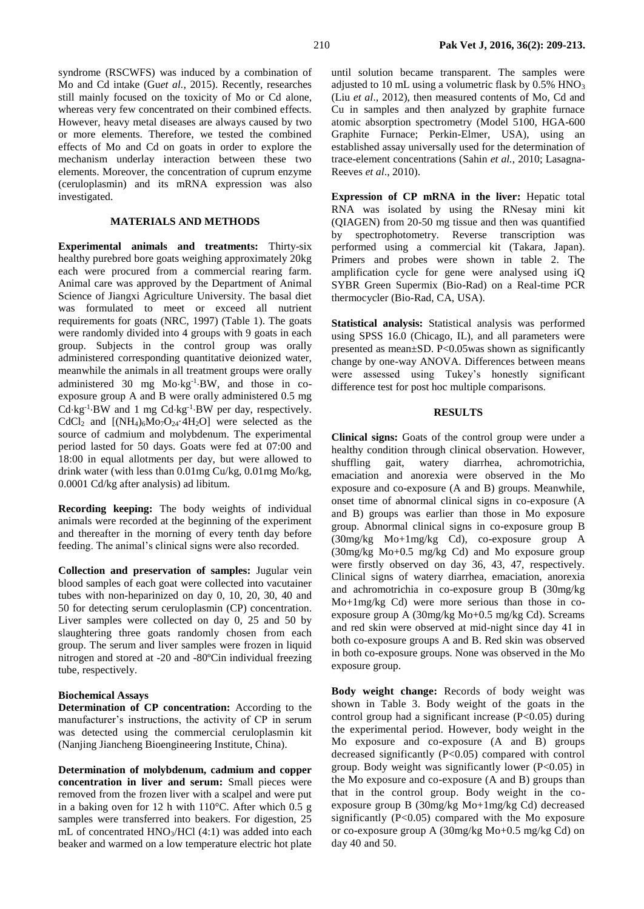syndrome (RSCWFS) was induced by a combination of Mo and Cd intake (Gu*et al.,* 2015). Recently, researches still mainly focused on the toxicity of Mo or Cd alone, whereas very few concentrated on their combined effects. However, heavy metal diseases are always caused by two or more elements. Therefore, we tested the combined effects of Mo and Cd on goats in order to explore the mechanism underlay interaction between these two elements. Moreover, the concentration of cuprum enzyme (ceruloplasmin) and its mRNA expression was also investigated.

## MATERIALS AND METHODS

**Experimental animals and treatments:** Thirty-six healthy purebred bore goats weighing approximately 20kg each were procured from a commercial rearing farm. Animal care was approved by the Department of Animal Science of Jiangxi Agriculture University. The basal diet was formulated to meet or exceed all nutrient requirements for goats (NRC, 1997) (Table 1). The goats were randomly divided into 4 groups with 9 goats in each group. Subjects in the control group was orally administered corresponding quantitative deionized water, meanwhile the animals in all treatment groups were orally administered 30 mg $Mo{\cdot}kg^{-1}{\cdot}BW$, and those in co-exposure group A and B were orally administered 0.5 mg $Cd{\cdot}kg^{-1}{\cdot}BW$ and 1 mg $Cd{\cdot}kg^{-1}{\cdot}BW$ per day, respectively. $CdCl_2$ and $[(NH_4)_6Mo_7O_{24}{\cdot}4H_2O]$ were selected as the source of cadmium and molybdenum. The experimental period lasted for 50 days. Goats were fed at 07:00 and 18:00 in equal allotments per day, but were allowed to drink water (with less than 0.01mg Cu/kg, 0.01mg Mo/kg, 0.0001 Cd/kg after analysis) ad libitum.

**Recording keeping:** The body weights of individual animals were recorded at the beginning of the experiment and thereafter in the morning of every tenth day before feeding. The animal's clinical signs were also recorded.

**Collection and preservation of samples:** Jugular vein blood samples of each goat were collected into vacutainer tubes with non-heparinized on day 0, 10, 20, 30, 40 and 50 for detecting serum ceruloplasmin (CP) concentration. Liver samples were collected on day 0, 25 and 50 by slaughtering three goats randomly chosen from each group. The serum and liver samples were frozen in liquid nitrogen and stored at -20 and -80ºCin individual freezing tube, respectively.

### Biochemical Assays

**Determination of CP concentration:** According to the manufacturer's instructions, the activity of CP in serum was detected using the commercial ceruloplasmin kit (Nanjing Jiancheng Bioengineering Institute, China).

**Determination of molybdenum, cadmium and copper concentration in liver and serum:** Small pieces were removed from the frozen liver with a scalpel and were put in a baking oven for 12 h with 110°C. After which 0.5 g samples were transferred into beakers. For digestion, 25 mL of concentrated $HNO_3$/HCl (4:1) was added into each beaker and warmed on a low temperature electric hot plate until solution became transparent. The samples were adjusted to 10 mL using a volumetric flask by 0.5% $HNO_3$ (Liu *et al*., 2012), then measured contents of Mo, Cd and Cu in samples and then analyzed by graphite furnace atomic absorption spectrometry (Model 5100, HGA-600 Graphite Furnace; Perkin-Elmer, USA), using an established assay universally used for the determination of trace-element concentrations (Sahin *et al.,* 2010; Lasagna-Reeves *et al*., 2010).

**Expression of CP mRNA in the liver:** Hepatic total RNA was isolated by using the RNesay mini kit (QIAGEN) from 20-50 mg tissue and then was quantified by spectrophotometry. Reverse transcription was performed using a commercial kit (Takara, Japan). Primers and probes were shown in table 2. The amplification cycle for gene were analysed using iQ SYBR Green Supermix (Bio-Rad) on a Real-time PCR thermocycler (Bio-Rad, CA, USA).

**Statistical analysis:** Statistical analysis was performed using SPSS 16.0 (Chicago, IL), and all parameters were presented as mean±SD. $P<0.05$was shown as significantly change by one-way ANOVA. Differences between means were assessed using Tukey's honestly significant difference test for post hoc multiple comparisons.

## RESULTS

**Clinical signs:** Goats of the control group were under a healthy condition through clinical observation. However, shuffling gait, watery diarrhea, achromotrichia, emaciation and anorexia were observed in the Mo exposure and co-exposure (A and B) groups. Meanwhile, onset time of abnormal clinical signs in co-exposure (A and B) groups was earlier than those in Mo exposure group. Abnormal clinical signs in co-exposure group B (30mg/kg Mo+1mg/kg Cd), co-exposure group A (30mg/kg Mo+0.5 mg/kg Cd) and Mo exposure group were firstly observed on day 36, 43, 47, respectively. Clinical signs of watery diarrhea, emaciation, anorexia and achromotrichia in co-exposure group B (30mg/kg Mo+1mg/kg Cd) were more serious than those in co-exposure group A (30mg/kg Mo+0.5 mg/kg Cd). Screams and red skin were observed at mid-night since day 41 in both co-exposure groups A and B. Red skin was observed in both co-exposure groups. None was observed in the Mo exposure group.

**Body weight change:** Records of body weight was shown in Table 3. Body weight of the goats in the control group had a significant increase ($P<0.05$) during the experimental period. However, body weight in the Mo exposure and co-exposure (A and B) groups decreased significantly ($P<0.05$) compared with control group. Body weight was significantly lower ($P<0.05$) in the Mo exposure and co-exposure (A and B) groups than that in the control group. Body weight in the co-exposure group B (30mg/kg Mo+1mg/kg Cd) decreased significantly ($P<0.05$) compared with the Mo exposure or co-exposure group A (30mg/kg Mo+0.5 mg/kg Cd) on day 40 and 50.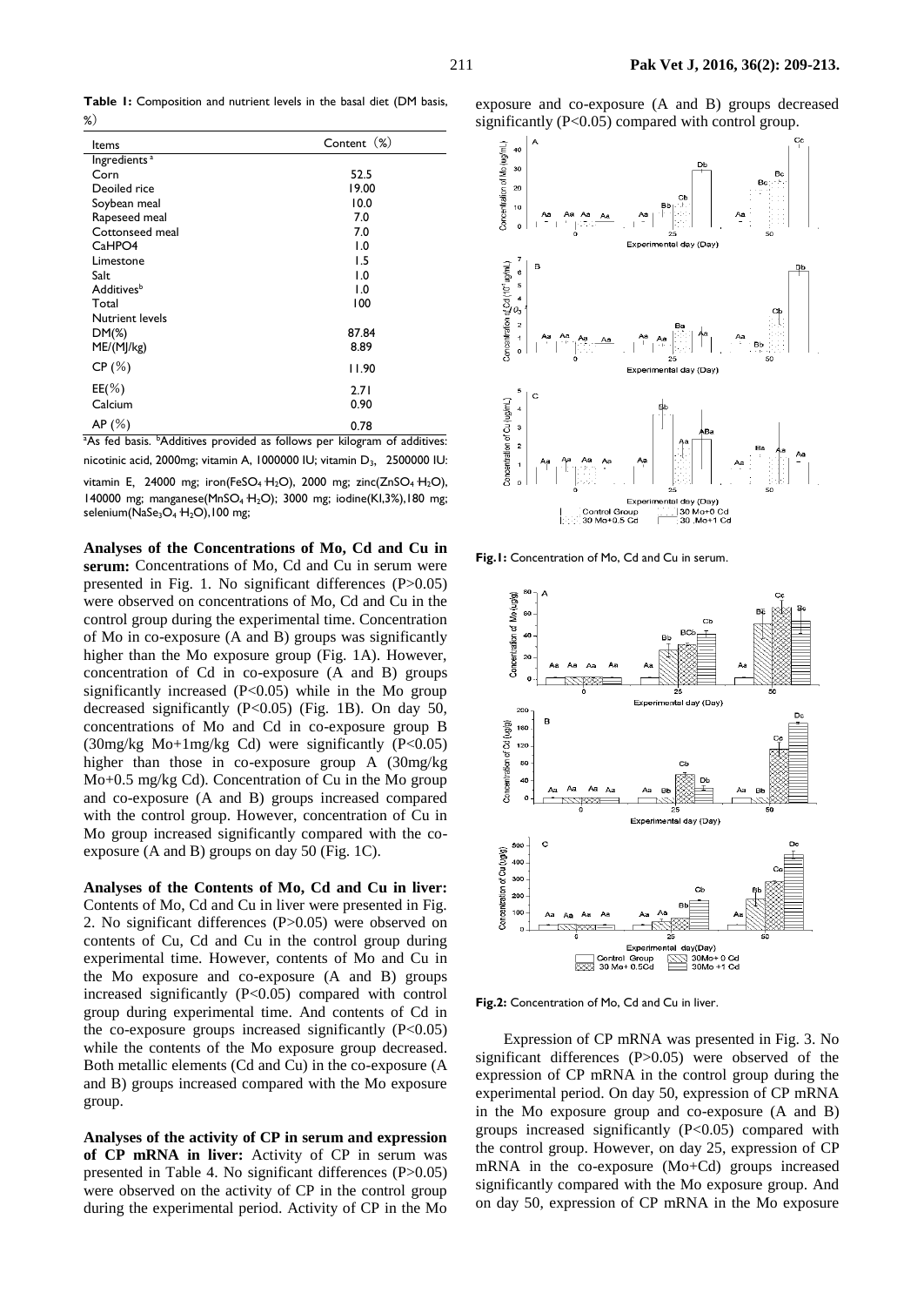**Table 1:** Composition and nutrient levels in the basal diet (DM basis, %)

| Items | Content（%） |
|---|---|
| Ingredients [a] | |
| Corn | 52.5 |
| Deoiled rice | 19.00 |
| Soybean meal | 10.0 |
| Rapeseed meal | 7.0 |
| Cottonseed meal | 7.0 |
| CaHPO4 | 1.0 |
| Limestone | 1.5 |
| Salt | 1.0 |
| Additives [b] | 1.0 |
| Total | 100 |
| Nutrient levels | |
| DM(%) | 87.84 |
| ME/(MJ/kg) | 8.89 |
| CP (%) | 11.90 |
| EE(%) | 2.71 |
| Calcium | 0.90 |
| AP (%) | 0.78 |

[a] As fed basis. [b] Additives provided as follows per kilogram of additives: nicotinic acid, 2000mg; vitamin A, 1000000 IU; vitamin $D_3$, 2500000 IU: vitamin E, 24000 mg; iron($FeSO_4 \cdot H_2O$), 2000 mg; zinc($ZnSO_4 \cdot H_2O$), 140000 mg; manganese($MnSO_4 \cdot H_2O$); 3000 mg; iodine(KI,3%),180 mg; selenium($NaSe_3O_4 \cdot H_2O$),100 mg;

**Analyses of the Concentrations of Mo, Cd and Cu in serum:** Concentrations of Mo, Cd and Cu in serum were presented in Fig. 1. No significant differences (P>0.05) were observed on concentrations of Mo, Cd and Cu in the control group during the experimental time. Concentration of Mo in co-exposure (A and B) groups was significantly higher than the Mo exposure group (Fig. 1A). However, concentration of Cd in co-exposure (A and B) groups significantly increased (P<0.05) while in the Mo group decreased significantly (P<0.05) (Fig. 1B). On day 50, concentrations of Mo and Cd in co-exposure group B (30mg/kg Mo+1mg/kg Cd) were significantly (P<0.05) higher than those in co-exposure group A (30mg/kg Mo+0.5 mg/kg Cd). Concentration of Cu in the Mo group and co-exposure (A and B) groups increased compared with the control group. However, concentration of Cu in Mo group increased significantly compared with the co-exposure (A and B) groups on day 50 (Fig. 1C).

**Analyses of the Contents of Mo, Cd and Cu in liver:** Contents of Mo, Cd and Cu in liver were presented in Fig. 2. No significant differences (P>0.05) were observed on contents of Cu, Cd and Cu in the control group during experimental time. However, contents of Mo and Cu in the Mo exposure and co-exposure (A and B) groups increased significantly (P<0.05) compared with control group during experimental time. And contents of Cd in the co-exposure groups increased significantly (P<0.05) while the contents of the Mo exposure group decreased. Both metallic elements (Cd and Cu) in the co-exposure (A and B) groups increased compared with the Mo exposure group.

**Analyses of the activity of CP in serum and expression of CP mRNA in liver:** Activity of CP in serum was presented in Table 4. No significant differences (P>0.05) were observed on the activity of CP in the control group during the experimental period. Activity of CP in the Mo exposure and co-exposure (A and B) groups decreased significantly (P<0.05) compared with control group.

**Fig.1:** Concentration of Mo, Cd and Cu in serum.

**Fig.2:** Concentration of Mo, Cd and Cu in liver.

Expression of CP mRNA was presented in Fig. 3. No significant differences (P>0.05) were observed of the expression of CP mRNA in the control group during the experimental period. On day 50, expression of CP mRNA in the Mo exposure group and co-exposure (A and B) groups increased significantly (P<0.05) compared with the control group. However, on day 25, expression of CP mRNA in the co-exposure (Mo+Cd) groups increased significantly compared with the Mo exposure group. And on day 50, expression of CP mRNA in the Mo exposure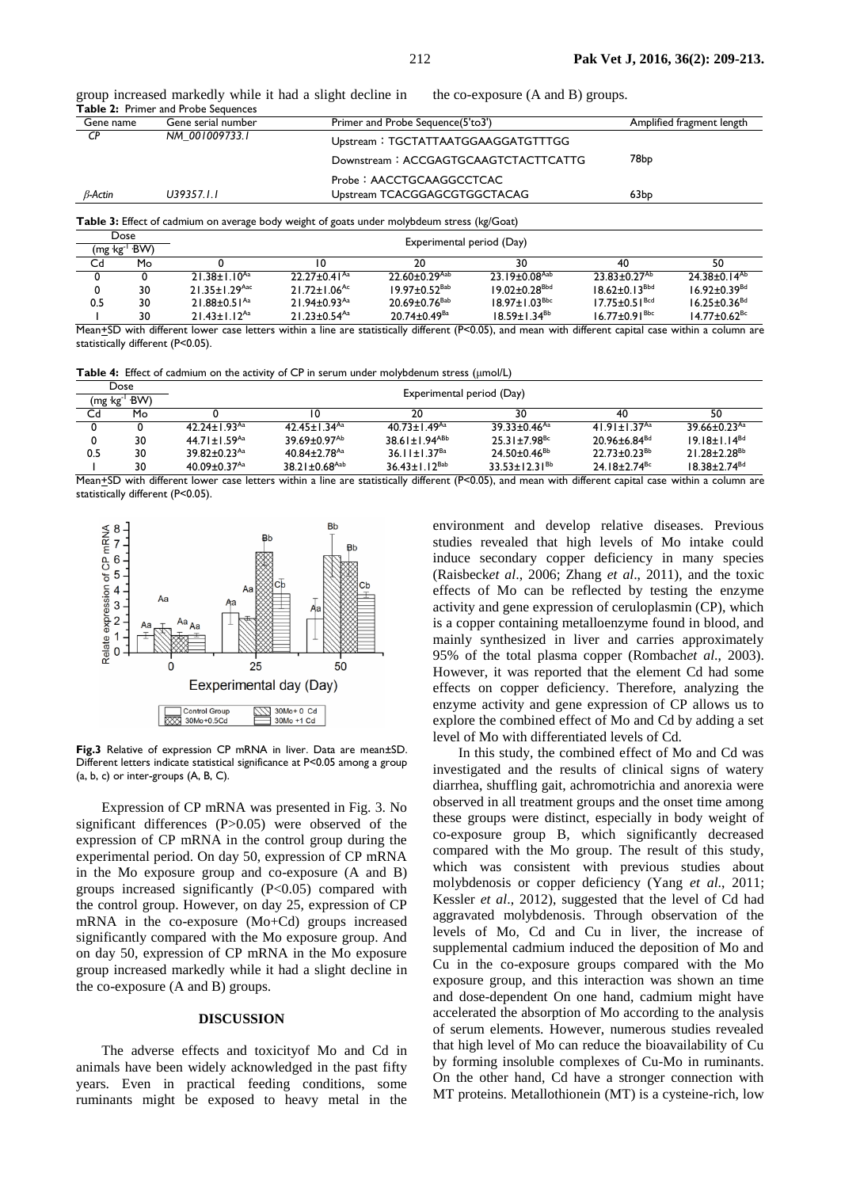group increased markedly while it had a slight decline in the co-exposure (A and B) groups.

**Table 2:** Primer and Probe Sequences

| Gene name | Gene serial number | Primer and Probe Sequence(5'to3') | Amplified fragment length |
|---|---|---|---|
| *CP* | *NM_001009733.1* | Upstream：TGCTATTAATGGAAGGATGTTTGG | |
| | | Downstream：ACCGAGTGCAAGTCTACTTCATTG | 78bp |
| | | Probe：AACCTGCAAGGCCTCAC | |
| *β-Actin* | *U39357.1.1* | Upstream TCACGGAGCGTGGCTACAG | 63bp |

**Table 3:** Effect of cadmium on average body weight of goats under molybdeum stress (kg/Goat)

| Dose (mg kg$^{-1}$ BW) | | Experimental period (Day) | | | | | |
|---|---|---|---|---|---|---|---|
| Cd | Mo | 0 | 10 | 20 | 30 | 40 | 50 |
| 0 | 0 | 21.38±1.10$^{Aa}$ | 22.27±0.41$^{Aa}$ | 22.60±0.29$^{Aab}$ | 23.19±0.08$^{Aab}$ | 23.83±0.27$^{Ab}$ | 24.38±0.14$^{Ab}$ |
| 0 | 30 | 21.35±1.29$^{Aac}$ | 21.72±1.06$^{Ac}$ | 19.97±0.52$^{Bab}$ | 19.02±0.28$^{Bbd}$ | 18.62±0.13$^{Bbd}$ | 16.92±0.39$^{Bd}$ |
| 0.5 | 30 | 21.88±0.51$^{Aa}$ | 21.94±0.93$^{Aa}$ | 20.69±0.76$^{Bab}$ | 18.97±1.03$^{Bbc}$ | 17.75±0.51$^{Bcd}$ | 16.25±0.36$^{Bd}$ |
| 1 | 30 | 21.43±1.12$^{Aa}$ | 21.23±0.54$^{Aa}$ | 20.74±0.49$^{Ba}$ | 18.59±1.34$^{Bb}$ | 16.77±0.91$^{Bbc}$ | 14.77±0.62$^{Bc}$ |

Mean±SD with different lower case letters within a line are statistically different (P<0.05), and mean with different capital case within a column are statistically different (P<0.05).

**Table 4:** Effect of cadmium on the activity of CP in serum under molybdenum stress (μmol/L)

| Dose (mg kg$^{-1}$ BW) | | Experimental period (Day) | | | | | |
|---|---|---|---|---|---|---|---|
| Cd | Mo | 0 | 10 | 20 | 30 | 40 | 50 |
| 0 | 0 | 42.24±1.93$^{Aa}$ | 42.45±1.34$^{Aa}$ | 40.73±1.49$^{Aa}$ | 39.33±0.46$^{Aa}$ | 41.91±1.37$^{Aa}$ | 39.66±0.23$^{Aa}$ |
| 0 | 30 | 44.71±1.59$^{Aa}$ | 39.69±0.97$^{Ab}$ | 38.61±1.94$^{ABb}$ | 25.31±7.98$^{Bc}$ | 20.96±6.84$^{Bd}$ | 19.18±1.14$^{Bd}$ |
| 0.5 | 30 | 39.82±0.23$^{Aa}$ | 40.84±2.78$^{Aa}$ | 36.11±1.37$^{Ba}$ | 24.50±0.46$^{Bb}$ | 22.73±0.23$^{Bb}$ | 21.28±2.28$^{Bb}$ |
| 1 | 30 | 40.09±0.37$^{Aa}$ | 38.21±0.68$^{Aab}$ | 36.43±1.12$^{Bab}$ | 33.53±12.31$^{Bb}$ | 24.18±2.74$^{Bc}$ | 18.38±2.74$^{Bd}$ |

Mean±SD with different lower case letters within a line are statistically different (P<0.05), and mean with different capital case within a column are statistically different (P<0.05).

**Fig.3** Relative of expression CP mRNA in liver. Data are mean±SD. Different letters indicate statistical significance at P<0.05 among a group (a, b, c) or inter-groups (A, B, C).

Expression of CP mRNA was presented in Fig. 3. No significant differences (P>0.05) were observed of the expression of CP mRNA in the control group during the experimental period. On day 50, expression of CP mRNA in the Mo exposure group and co-exposure (A and B) groups increased significantly (P<0.05) compared with the control group. However, on day 25, expression of CP mRNA in the co-exposure (Mo+Cd) groups increased significantly compared with the Mo exposure group. And on day 50, expression of CP mRNA in the Mo exposure group increased markedly while it had a slight decline in the co-exposure (A and B) groups.

## DISCUSSION

The adverse effects and toxicityof Mo and Cd in animals have been widely acknowledged in the past fifty years. Even in practical feeding conditions, some ruminants might be exposed to heavy metal in the environment and develop relative diseases. Previous studies revealed that high levels of Mo intake could induce secondary copper deficiency in many species (Raisbeck*et al*., 2006; Zhang *et al*., 2011), and the toxic effects of Mo can be reflected by testing the enzyme activity and gene expression of ceruloplasmin (CP), which is a copper containing metalloenzyme found in blood, and mainly synthesized in liver and carries approximately 95% of the total plasma copper (Rombach*et al*., 2003). However, it was reported that the element Cd had some effects on copper deficiency. Therefore, analyzing the enzyme activity and gene expression of CP allows us to explore the combined effect of Mo and Cd by adding a set level of Mo with differentiated levels of Cd.

In this study, the combined effect of Mo and Cd was investigated and the results of clinical signs of watery diarrhea, shuffling gait, achromotrichia and anorexia were observed in all treatment groups and the onset time among these groups were distinct, especially in body weight of co-exposure group B, which significantly decreased compared with the Mo group. The result of this study, which was consistent with previous studies about molybdenosis or copper deficiency (Yang *et al*., 2011; Kessler *et al*., 2012), suggested that the level of Cd had aggravated molybdenosis. Through observation of the levels of Mo, Cd and Cu in liver, the increase of supplemental cadmium induced the deposition of Mo and Cu in the co-exposure groups compared with the Mo exposure group, and this interaction was shown an time and dose-dependent On one hand, cadmium might have accelerated the absorption of Mo according to the analysis of serum elements. However, numerous studies revealed that high level of Mo can reduce the bioavailability of Cu by forming insoluble complexes of Cu-Mo in ruminants. On the other hand, Cd have a stronger connection with MT proteins. Metallothionein (MT) is a cysteine-rich, low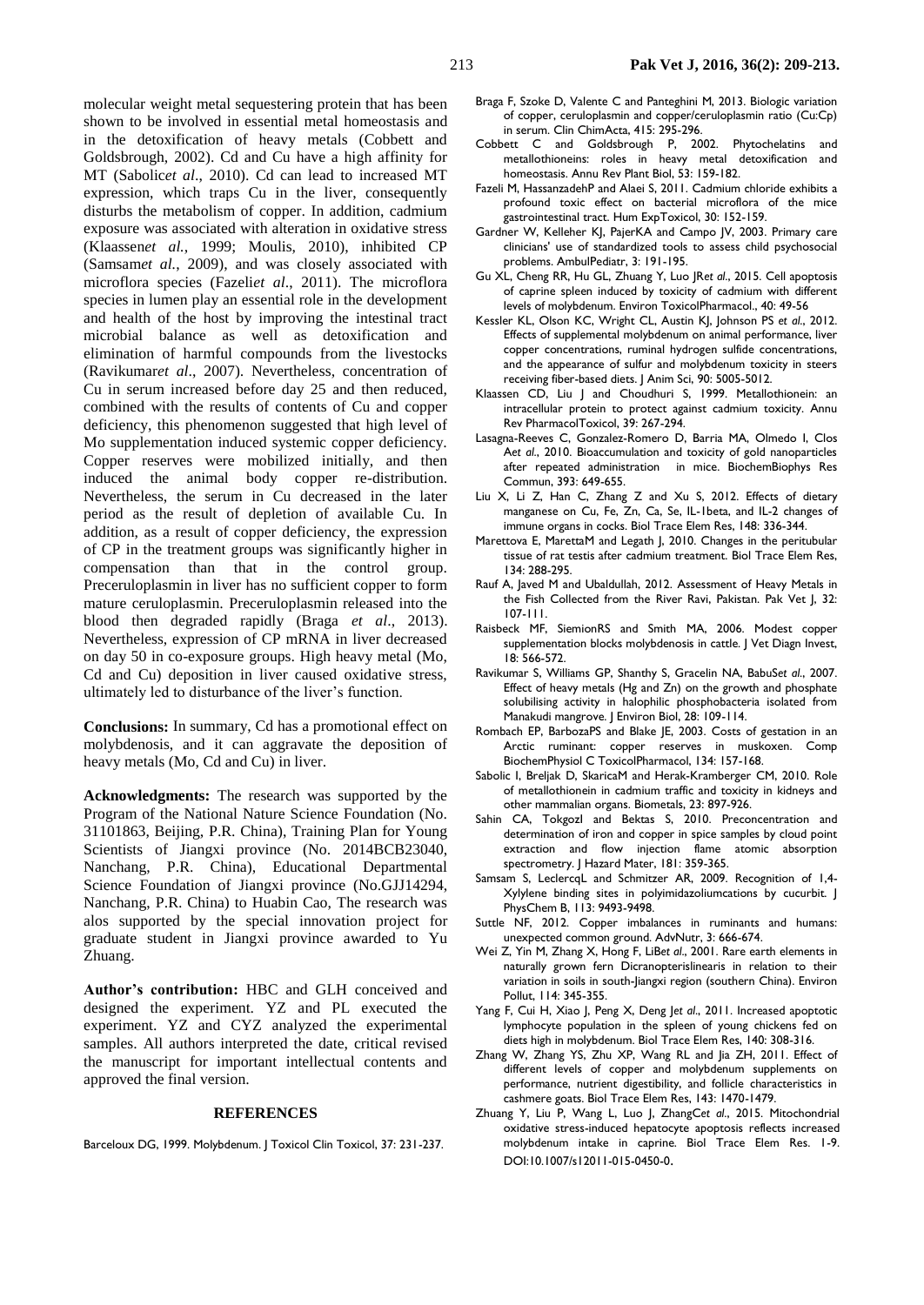molecular weight metal sequestering protein that has been shown to be involved in essential metal homeostasis and in the detoxification of heavy metals (Cobbett and Goldsbrough, 2002). Cd and Cu have a high affinity for MT (Sabolic*et al*., 2010). Cd can lead to increased MT expression, which traps Cu in the liver, consequently disturbs the metabolism of copper. In addition, cadmium exposure was associated with alteration in oxidative stress (Klaassen*et al.*, 1999; Moulis, 2010), inhibited CP (Samsam*et al.*, 2009), and was closely associated with microflora species (Fazeli*et al*., 2011). The microflora species in lumen play an essential role in the development and health of the host by improving the intestinal tract microbial balance as well as detoxification and elimination of harmful compounds from the livestocks (Ravikumar*et al*., 2007). Nevertheless, concentration of Cu in serum increased before day 25 and then reduced, combined with the results of contents of Cu and copper deficiency, this phenomenon suggested that high level of Mo supplementation induced systemic copper deficiency. Copper reserves were mobilized initially, and then induced the animal body copper re-distribution. Nevertheless, the serum in Cu decreased in the later period as the result of depletion of available Cu. In addition, as a result of copper deficiency, the expression of CP in the treatment groups was significantly higher in compensation than that in the control group. Preceruloplasmin in liver has no sufficient copper to form mature ceruloplasmin. Preceruloplasmin released into the blood then degraded rapidly (Braga *et al*., 2013). Nevertheless, expression of CP mRNA in liver decreased on day 50 in co-exposure groups. High heavy metal (Mo, Cd and Cu) deposition in liver caused oxidative stress, ultimately led to disturbance of the liver's function.

**Conclusions:** In summary, Cd has a promotional effect on molybdenosis, and it can aggravate the deposition of heavy metals (Mo, Cd and Cu) in liver.

**Acknowledgments:** The research was supported by the Program of the National Nature Science Foundation (No. 31101863, Beijing, P.R. China), Training Plan for Young Scientists of Jiangxi province (No. 2014BCB23040, Nanchang, P.R. China), Educational Departmental Science Foundation of Jiangxi province (No.GJJ14294, Nanchang, P.R. China) to Huabin Cao, The research was alos supported by the special innovation project for graduate student in Jiangxi province awarded to Yu Zhuang.

**Author's contribution:** HBC and GLH conceived and designed the experiment. YZ and PL executed the experiment. YZ and CYZ analyzed the experimental samples. All authors interpreted the date, critical revised the manuscript for important intellectual contents and approved the final version.

## REFERENCES

Barceloux DG, 1999. Molybdenum. J Toxicol Clin Toxicol, 37: 231-237.

Braga F, Szoke D, Valente C and Panteghini M, 2013. Biologic variation of copper, ceruloplasmin and copper/ceruloplasmin ratio (Cu:Cp) in serum. Clin ChimActa, 415: 295-296.

Cobbett C and Goldsbrough P, 2002. Phytochelatins and metallothioneins: roles in heavy metal detoxification and homeostasis. Annu Rev Plant Biol, 53: 159-182.

Fazeli M, HassanzadehP and Alaei S, 2011. Cadmium chloride exhibits a profound toxic effect on bacterial microflora of the mice gastrointestinal tract. Hum ExpToxicol, 30: 152-159.

Gardner W, Kelleher KJ, PajerKA and Campo JV, 2003. Primary care clinicians' use of standardized tools to assess child psychosocial problems. AmbulPediatr, 3: 191-195.

Gu XL, Cheng RR, Hu GL, Zhuang Y, Luo JR*et al*., 2015. Cell apoptosis of caprine spleen induced by toxicity of cadmium with different levels of molybdenum. Environ ToxicolPharmacol., 40: 49-56

Kessler KL, Olson KC, Wright CL, Austin KJ, Johnson PS *et al*., 2012. Effects of supplemental molybdenum on animal performance, liver copper concentrations, ruminal hydrogen sulfide concentrations, and the appearance of sulfur and molybdenum toxicity in steers receiving fiber-based diets. J Anim Sci, 90: 5005-5012.

Klaassen CD, Liu J and Choudhuri S, 1999. Metallothionein: an intracellular protein to protect against cadmium toxicity. Annu Rev PharmacolToxicol, 39: 267-294.

Lasagna-Reeves C, Gonzalez-Romero D, Barria MA, Olmedo I, Clos A*et al*., 2010. Bioaccumulation and toxicity of gold nanoparticles after repeated administration in mice. BiochemBiophys Res Commun, 393: 649-655.

Liu X, Li Z, Han C, Zhang Z and Xu S, 2012. Effects of dietary manganese on Cu, Fe, Zn, Ca, Se, IL-1beta, and IL-2 changes of immune organs in cocks. Biol Trace Elem Res, 148: 336-344.

Marettova E, MarettaM and Legath J, 2010. Changes in the peritubular tissue of rat testis after cadmium treatment. Biol Trace Elem Res, 134: 288-295.

Rauf A, Javed M and Ubaldullah, 2012. Assessment of Heavy Metals in the Fish Collected from the River Ravi, Pakistan. Pak Vet J, 32: 107-111.

Raisbeck MF, SiemionRS and Smith MA, 2006. Modest copper supplementation blocks molybdenosis in cattle. J Vet Diagn Invest, 18: 566-572.

Ravikumar S, Williams GP, Shanthy S, Gracelin NA, BabuS*et al*., 2007. Effect of heavy metals (Hg and Zn) on the growth and phosphate solubilising activity in halophilic phosphobacteria isolated from Manakudi mangrove. J Environ Biol, 28: 109-114.

Rombach EP, BarbozaPS and Blake JE, 2003. Costs of gestation in an Arctic ruminant: copper reserves in muskoxen. Comp BiochemPhysiol C ToxicolPharmacol, 134: 157-168.

Sabolic I, Breljak D, SkaricaM and Herak-Kramberger CM, 2010. Role of metallothionein in cadmium traffic and toxicity in kidneys and other mammalian organs. Biometals, 23: 897-926.

Sahin CA, TokgozI and Bektas S, 2010. Preconcentration and determination of iron and copper in spice samples by cloud point extraction and flow injection flame atomic absorption spectrometry. J Hazard Mater, 181: 359-365.

Samsam S, LeclercqL and Schmitzer AR, 2009. Recognition of 1,4-Xylylene binding sites in polyimidazoliumcations by cucurbit. J PhysChem B, 113: 9493-9498.

Suttle NF, 2012. Copper imbalances in ruminants and humans: unexpected common ground. AdvNutr, 3: 666-674.

Wei Z, Yin M, Zhang X, Hong F, LiB*et al*., 2001. Rare earth elements in naturally grown fern Dicranopterislinearis in relation to their variation in soils in south-Jiangxi region (southern China). Environ Pollut, 114: 345-355.

Yang F, Cui H, Xiao J, Peng X, Deng J*et al*., 2011. Increased apoptotic lymphocyte population in the spleen of young chickens fed on diets high in molybdenum. Biol Trace Elem Res, 140: 308-316.

Zhang W, Zhang YS, Zhu XP, Wang RL and Jia ZH, 2011. Effect of different levels of copper and molybdenum supplements on performance, nutrient digestibility, and follicle characteristics in cashmere goats. Biol Trace Elem Res, 143: 1470-1479.

Zhuang Y, Liu P, Wang L, Luo J, ZhangC*et al*., 2015. Mitochondrial oxidative stress-induced hepatocyte apoptosis reflects increased molybdenum intake in caprine. Biol Trace Elem Res. 1-9. DOI:10.1007/s12011-015-0450-0.